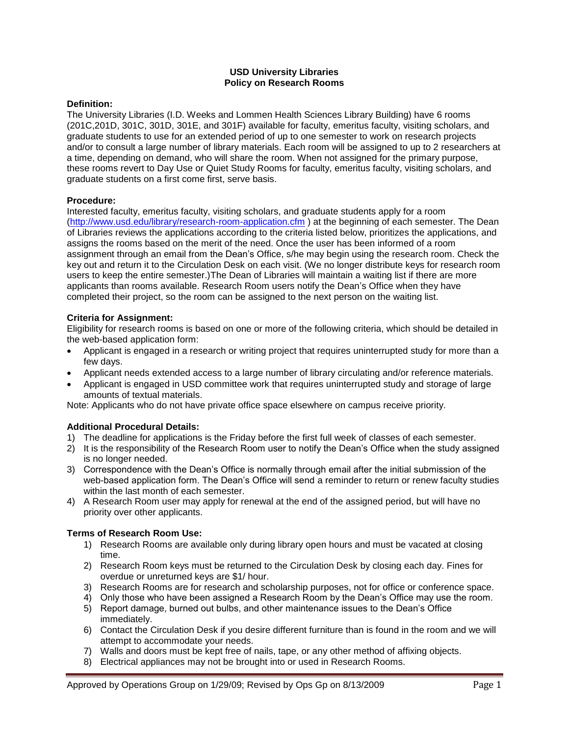**USD University Libraries**
**Policy on Research Rooms**

**Definition:**

The University Libraries (I.D. Weeks and Lommen Health Sciences Library Building) have 6 rooms (201C,201D, 301C, 301D, 301E, and 301F) available for faculty, emeritus faculty, visiting scholars, and graduate students to use for an extended period of up to one semester to work on research projects and/or to consult a large number of library materials. Each room will be assigned to up to 2 researchers at a time, depending on demand, who will share the room. When not assigned for the primary purpose, these rooms revert to Day Use or Quiet Study Rooms for faculty, emeritus faculty, visiting scholars, and graduate students on a first come first, serve basis.

**Procedure:**

Interested faculty, emeritus faculty, visiting scholars, and graduate students apply for a room (http://www.usd.edu/library/research-room-application.cfm ) at the beginning of each semester. The Dean of Libraries reviews the applications according to the criteria listed below, prioritizes the applications, and assigns the rooms based on the merit of the need. Once the user has been informed of a room assignment through an email from the Dean's Office, s/he may begin using the research room. Check the key out and return it to the Circulation Desk on each visit. (We no longer distribute keys for research room users to keep the entire semester.)The Dean of Libraries will maintain a waiting list if there are more applicants than rooms available. Research Room users notify the Dean's Office when they have completed their project, so the room can be assigned to the next person on the waiting list.

**Criteria for Assignment:**

Eligibility for research rooms is based on one or more of the following criteria, which should be detailed in the web-based application form:

- Applicant is engaged in a research or writing project that requires uninterrupted study for more than a few days.
- Applicant needs extended access to a large number of library circulating and/or reference materials.
- Applicant is engaged in USD committee work that requires uninterrupted study and storage of large amounts of textual materials.

Note: Applicants who do not have private office space elsewhere on campus receive priority.

**Additional Procedural Details:**

1) The deadline for applications is the Friday before the first full week of classes of each semester.
2) It is the responsibility of the Research Room user to notify the Dean's Office when the study assigned is no longer needed.
3) Correspondence with the Dean's Office is normally through email after the initial submission of the web-based application form. The Dean's Office will send a reminder to return or renew faculty studies within the last month of each semester.
4) A Research Room user may apply for renewal at the end of the assigned period, but will have no priority over other applicants.

**Terms of Research Room Use:**

1) Research Rooms are available only during library open hours and must be vacated at closing time.
2) Research Room keys must be returned to the Circulation Desk by closing each day. Fines for overdue or unreturned keys are $1/ hour.
3) Research Rooms are for research and scholarship purposes, not for office or conference space.
4) Only those who have been assigned a Research Room by the Dean's Office may use the room.
5) Report damage, burned out bulbs, and other maintenance issues to the Dean's Office immediately.
6) Contact the Circulation Desk if you desire different furniture than is found in the room and we will attempt to accommodate your needs.
7) Walls and doors must be kept free of nails, tape, or any other method of affixing objects.
8) Electrical appliances may not be brought into or used in Research Rooms.

Approved by Operations Group on 1/29/09; Revised by Ops Gp on 8/13/2009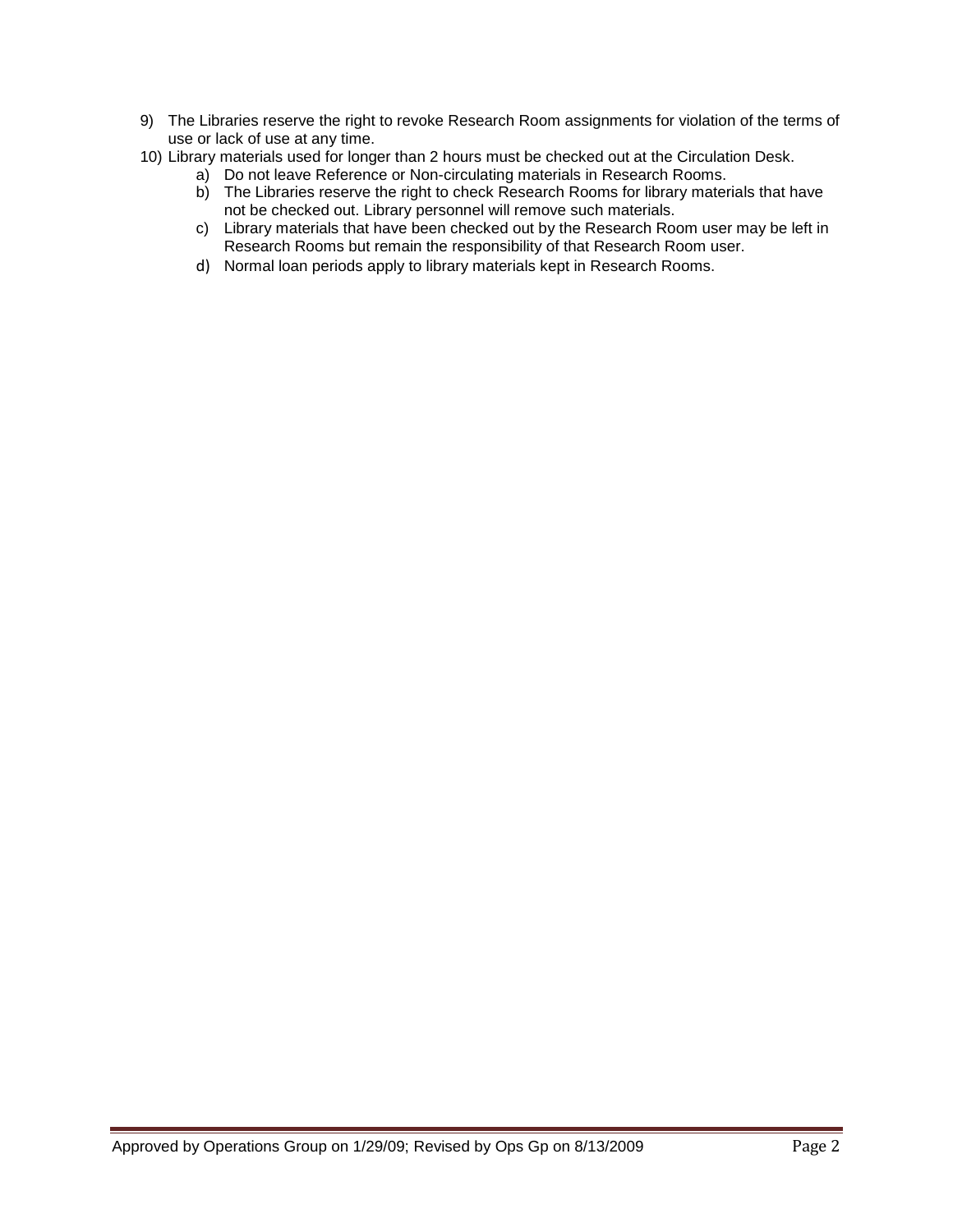9) The Libraries reserve the right to revoke Research Room assignments for violation of the terms of use or lack of use at any time.
10) Library materials used for longer than 2 hours must be checked out at the Circulation Desk.
    a) Do not leave Reference or Non-circulating materials in Research Rooms.
    b) The Libraries reserve the right to check Research Rooms for library materials that have not be checked out. Library personnel will remove such materials.
    c) Library materials that have been checked out by the Research Room user may be left in Research Rooms but remain the responsibility of that Research Room user.
    d) Normal loan periods apply to library materials kept in Research Rooms.

Approved by Operations Group on 1/29/09; Revised by Ops Gp on 8/13/2009